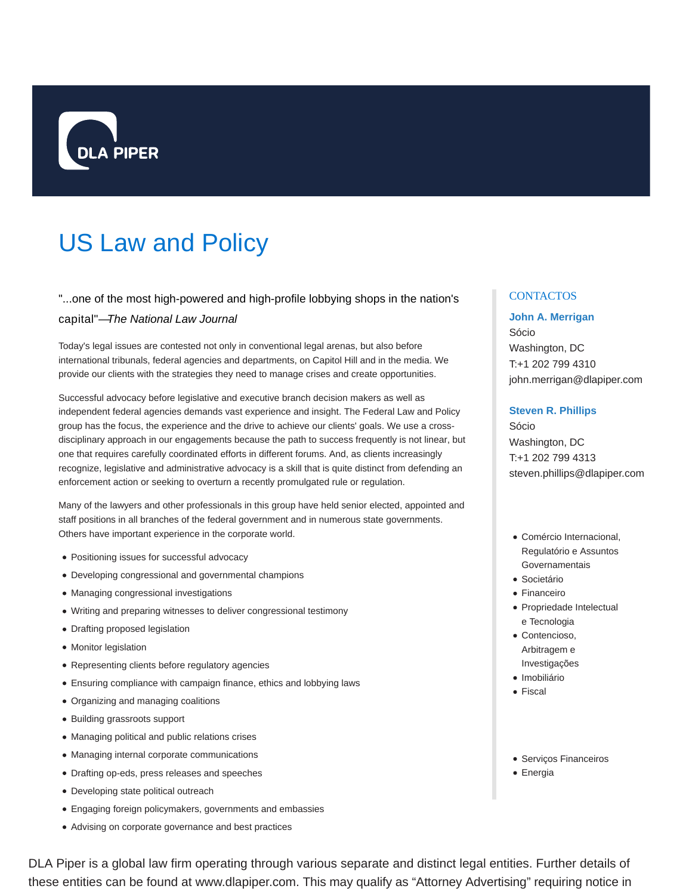DLA PIPER

# US Law and Policy

"...one of the most high-powered and high-profile lobbying shops in the nation's capital"—*The National Law Journal*

Today's legal issues are contested not only in conventional legal arenas, but also before international tribunals, federal agencies and departments, on Capitol Hill and in the media. We provide our clients with the strategies they need to manage crises and create opportunities.

Successful advocacy before legislative and executive branch decision makers as well as independent federal agencies demands vast experience and insight. The Federal Law and Policy group has the focus, the experience and the drive to achieve our clients' goals. We use a cross-disciplinary approach in our engagements because the path to success frequently is not linear, but one that requires carefully coordinated efforts in different forums. And, as clients increasingly recognize, legislative and administrative advocacy is a skill that is quite distinct from defending an enforcement action or seeking to overturn a recently promulgated rule or regulation.

Many of the lawyers and other professionals in this group have held senior elected, appointed and staff positions in all branches of the federal government and in numerous state governments. Others have important experience in the corporate world.

- Positioning issues for successful advocacy
- Developing congressional and governmental champions
- Managing congressional investigations
- Writing and preparing witnesses to deliver congressional testimony
- Drafting proposed legislation
- Monitor legislation
- Representing clients before regulatory agencies
- Ensuring compliance with campaign finance, ethics and lobbying laws
- Organizing and managing coalitions
- Building grassroots support
- Managing political and public relations crises
- Managing internal corporate communications
- Drafting op-eds, press releases and speeches
- Developing state political outreach
- Engaging foreign policymakers, governments and embassies
- Advising on corporate governance and best practices

## CONTACTOS

**John A. Merrigan**
Sócio
Washington, DC
T:+1 202 799 4310
john.merrigan@dlapiper.com

**Steven R. Phillips**
Sócio
Washington, DC
T:+1 202 799 4313
steven.phillips@dlapiper.com

- Comércio Internacional, Regulatório e Assuntos Governamentais
- Societário
- Financeiro
- Propriedade Intelectual e Tecnologia
- Contencioso, Arbitragem e Investigações
- Imobiliário
- Fiscal

- Serviços Financeiros
- Energia

DLA Piper is a global law firm operating through various separate and distinct legal entities. Further details of these entities can be found at www.dlapiper.com. This may qualify as "Attorney Advertising" requiring notice in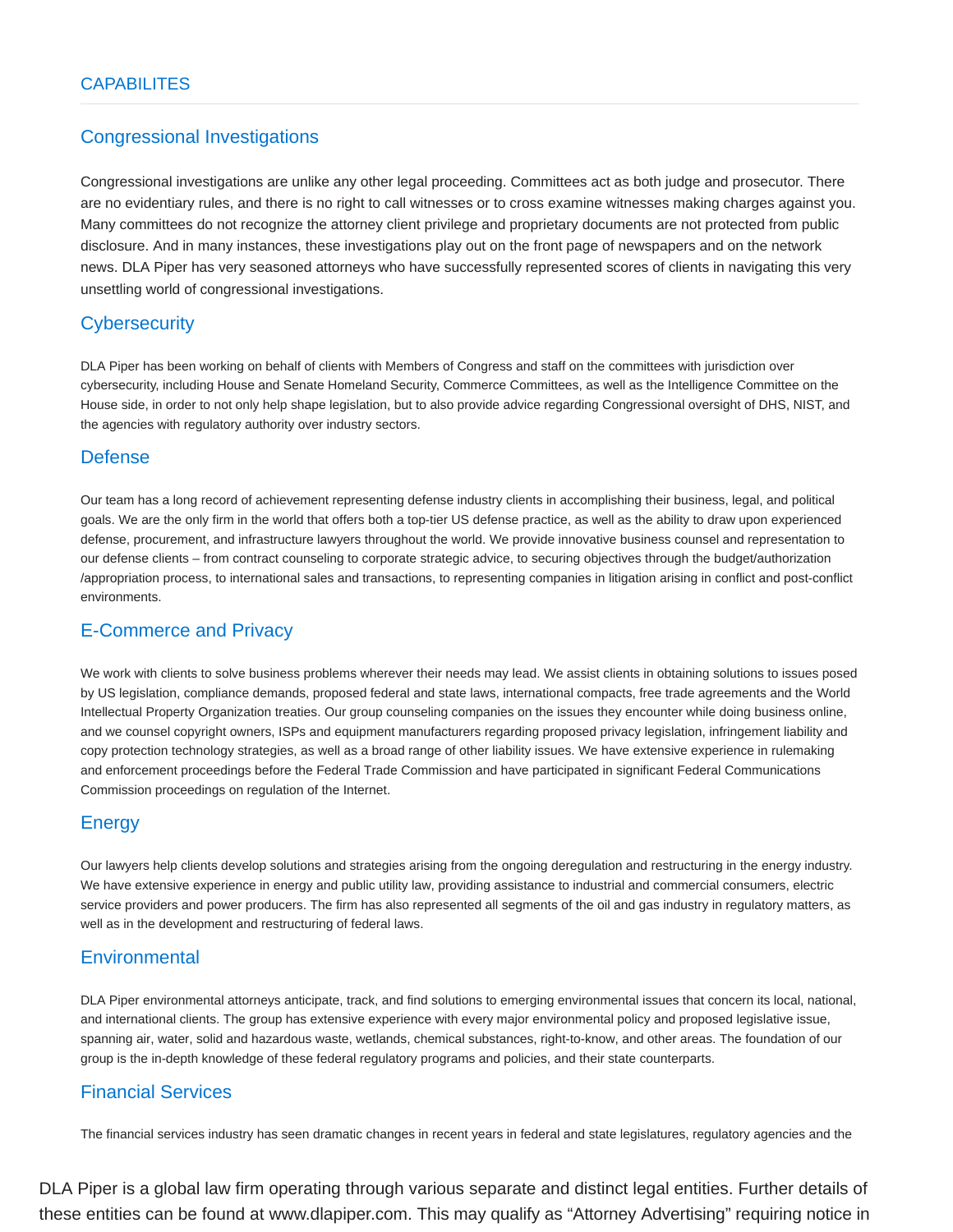## CAPABILITES

### Congressional Investigations

Congressional investigations are unlike any other legal proceeding. Committees act as both judge and prosecutor. There are no evidentiary rules, and there is no right to call witnesses or to cross examine witnesses making charges against you. Many committees do not recognize the attorney client privilege and proprietary documents are not protected from public disclosure. And in many instances, these investigations play out on the front page of newspapers and on the network news. DLA Piper has very seasoned attorneys who have successfully represented scores of clients in navigating this very unsettling world of congressional investigations.

### Cybersecurity

DLA Piper has been working on behalf of clients with Members of Congress and staff on the committees with jurisdiction over cybersecurity, including House and Senate Homeland Security, Commerce Committees, as well as the Intelligence Committee on the House side, in order to not only help shape legislation, but to also provide advice regarding Congressional oversight of DHS, NIST, and the agencies with regulatory authority over industry sectors.

### Defense

Our team has a long record of achievement representing defense industry clients in accomplishing their business, legal, and political goals. We are the only firm in the world that offers both a top-tier US defense practice, as well as the ability to draw upon experienced defense, procurement, and infrastructure lawyers throughout the world. We provide innovative business counsel and representation to our defense clients – from contract counseling to corporate strategic advice, to securing objectives through the budget/authorization /appropriation process, to international sales and transactions, to representing companies in litigation arising in conflict and post-conflict environments.

### E-Commerce and Privacy

We work with clients to solve business problems wherever their needs may lead. We assist clients in obtaining solutions to issues posed by US legislation, compliance demands, proposed federal and state laws, international compacts, free trade agreements and the World Intellectual Property Organization treaties. Our group counseling companies on the issues they encounter while doing business online, and we counsel copyright owners, ISPs and equipment manufacturers regarding proposed privacy legislation, infringement liability and copy protection technology strategies, as well as a broad range of other liability issues. We have extensive experience in rulemaking and enforcement proceedings before the Federal Trade Commission and have participated in significant Federal Communications Commission proceedings on regulation of the Internet.

### Energy

Our lawyers help clients develop solutions and strategies arising from the ongoing deregulation and restructuring in the energy industry. We have extensive experience in energy and public utility law, providing assistance to industrial and commercial consumers, electric service providers and power producers. The firm has also represented all segments of the oil and gas industry in regulatory matters, as well as in the development and restructuring of federal laws.

### Environmental

DLA Piper environmental attorneys anticipate, track, and find solutions to emerging environmental issues that concern its local, national, and international clients. The group has extensive experience with every major environmental policy and proposed legislative issue, spanning air, water, solid and hazardous waste, wetlands, chemical substances, right-to-know, and other areas. The foundation of our group is the in-depth knowledge of these federal regulatory programs and policies, and their state counterparts.

### Financial Services

The financial services industry has seen dramatic changes in recent years in federal and state legislatures, regulatory agencies and the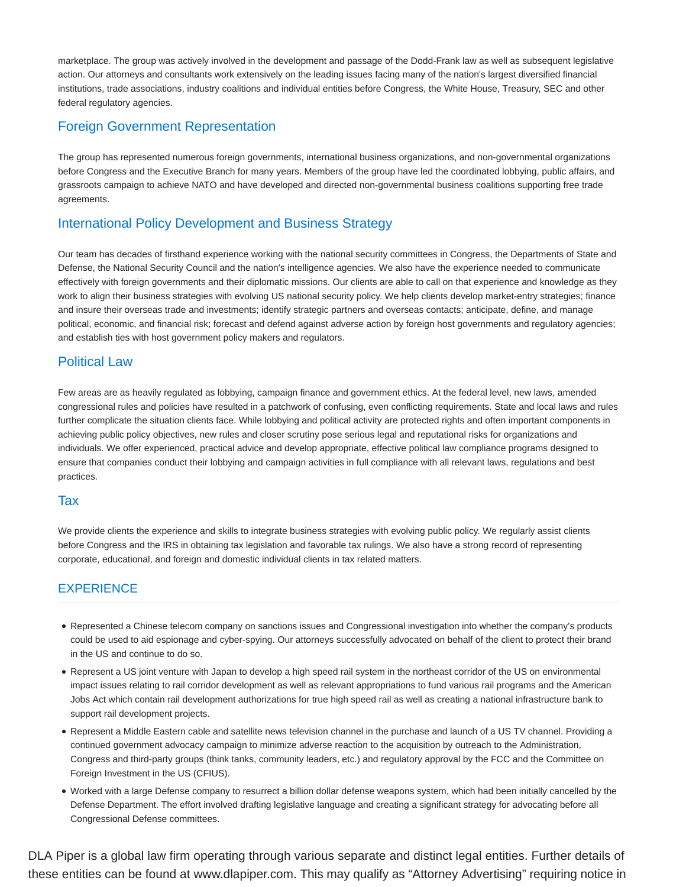marketplace. The group was actively involved in the development and passage of the Dodd-Frank law as well as subsequent legislative action. Our attorneys and consultants work extensively on the leading issues facing many of the nation's largest diversified financial institutions, trade associations, industry coalitions and individual entities before Congress, the White House, Treasury, SEC and other federal regulatory agencies.

## Foreign Government Representation

The group has represented numerous foreign governments, international business organizations, and non-governmental organizations before Congress and the Executive Branch for many years. Members of the group have led the coordinated lobbying, public affairs, and grassroots campaign to achieve NATO and have developed and directed non-governmental business coalitions supporting free trade agreements.

## International Policy Development and Business Strategy

Our team has decades of firsthand experience working with the national security committees in Congress, the Departments of State and Defense, the National Security Council and the nation's intelligence agencies. We also have the experience needed to communicate effectively with foreign governments and their diplomatic missions. Our clients are able to call on that experience and knowledge as they work to align their business strategies with evolving US national security policy. We help clients develop market-entry strategies; finance and insure their overseas trade and investments; identify strategic partners and overseas contacts; anticipate, define, and manage political, economic, and financial risk; forecast and defend against adverse action by foreign host governments and regulatory agencies; and establish ties with host government policy makers and regulators.

## Political Law

Few areas are as heavily regulated as lobbying, campaign finance and government ethics. At the federal level, new laws, amended congressional rules and policies have resulted in a patchwork of confusing, even conflicting requirements. State and local laws and rules further complicate the situation clients face. While lobbying and political activity are protected rights and often important components in achieving public policy objectives, new rules and closer scrutiny pose serious legal and reputational risks for organizations and individuals. We offer experienced, practical advice and develop appropriate, effective political law compliance programs designed to ensure that companies conduct their lobbying and campaign activities in full compliance with all relevant laws, regulations and best practices.

## Tax

We provide clients the experience and skills to integrate business strategies with evolving public policy. We regularly assist clients before Congress and the IRS in obtaining tax legislation and favorable tax rulings. We also have a strong record of representing corporate, educational, and foreign and domestic individual clients in tax related matters.

## EXPERIENCE

- Represented a Chinese telecom company on sanctions issues and Congressional investigation into whether the company's products could be used to aid espionage and cyber-spying. Our attorneys successfully advocated on behalf of the client to protect their brand in the US and continue to do so.
- Represent a US joint venture with Japan to develop a high speed rail system in the northeast corridor of the US on environmental impact issues relating to rail corridor development as well as relevant appropriations to fund various rail programs and the American Jobs Act which contain rail development authorizations for true high speed rail as well as creating a national infrastructure bank to support rail development projects.
- Represent a Middle Eastern cable and satellite news television channel in the purchase and launch of a US TV channel. Providing a continued government advocacy campaign to minimize adverse reaction to the acquisition by outreach to the Administration, Congress and third-party groups (think tanks, community leaders, etc.) and regulatory approval by the FCC and the Committee on Foreign Investment in the US (CFIUS).
- Worked with a large Defense company to resurrect a billion dollar defense weapons system, which had been initially cancelled by the Defense Department. The effort involved drafting legislative language and creating a significant strategy for advocating before all Congressional Defense committees.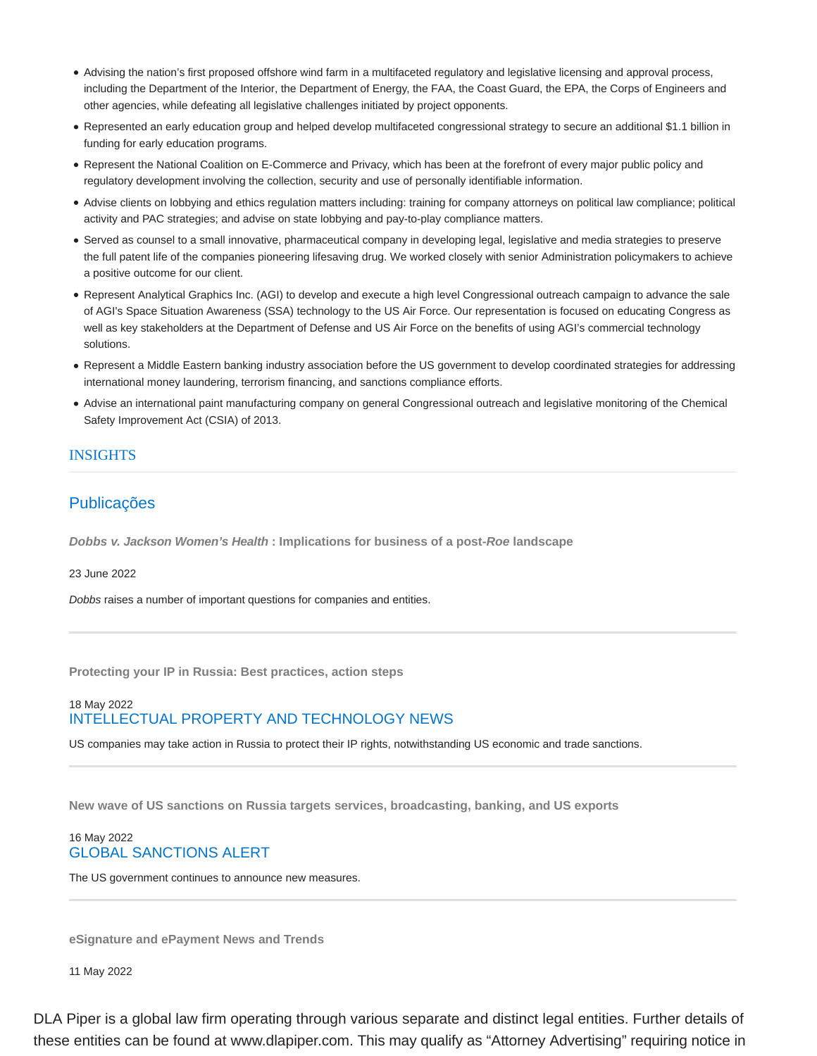- Advising the nation's first proposed offshore wind farm in a multifaceted regulatory and legislative licensing and approval process, including the Department of the Interior, the Department of Energy, the FAA, the Coast Guard, the EPA, the Corps of Engineers and other agencies, while defeating all legislative challenges initiated by project opponents.
- Represented an early education group and helped develop multifaceted congressional strategy to secure an additional $1.1 billion in funding for early education programs.
- Represent the National Coalition on E-Commerce and Privacy, which has been at the forefront of every major public policy and regulatory development involving the collection, security and use of personally identifiable information.
- Advise clients on lobbying and ethics regulation matters including: training for company attorneys on political law compliance; political activity and PAC strategies; and advise on state lobbying and pay-to-play compliance matters.
- Served as counsel to a small innovative, pharmaceutical company in developing legal, legislative and media strategies to preserve the full patent life of the companies pioneering lifesaving drug. We worked closely with senior Administration policymakers to achieve a positive outcome for our client.
- Represent Analytical Graphics Inc. (AGI) to develop and execute a high level Congressional outreach campaign to advance the sale of AGI's Space Situation Awareness (SSA) technology to the US Air Force. Our representation is focused on educating Congress as well as key stakeholders at the Department of Defense and US Air Force on the benefits of using AGI's commercial technology solutions.
- Represent a Middle Eastern banking industry association before the US government to develop coordinated strategies for addressing international money laundering, terrorism financing, and sanctions compliance efforts.
- Advise an international paint manufacturing company on general Congressional outreach and legislative monitoring of the Chemical Safety Improvement Act (CSIA) of 2013.

## INSIGHTS

### Publicações

**_Dobbs v. Jackson Women's Health_ : Implications for business of a post-_Roe_ landscape**

23 June 2022

*Dobbs* raises a number of important questions for companies and entities.

---

**Protecting your IP in Russia: Best practices, action steps**

18 May 2022
INTELLECTUAL PROPERTY AND TECHNOLOGY NEWS

US companies may take action in Russia to protect their IP rights, notwithstanding US economic and trade sanctions.

---

**New wave of US sanctions on Russia targets services, broadcasting, banking, and US exports**

16 May 2022
GLOBAL SANCTIONS ALERT

The US government continues to announce new measures.

---

**eSignature and ePayment News and Trends**

11 May 2022

DLA Piper is a global law firm operating through various separate and distinct legal entities. Further details of these entities can be found at www.dlapiper.com. This may qualify as "Attorney Advertising" requiring notice in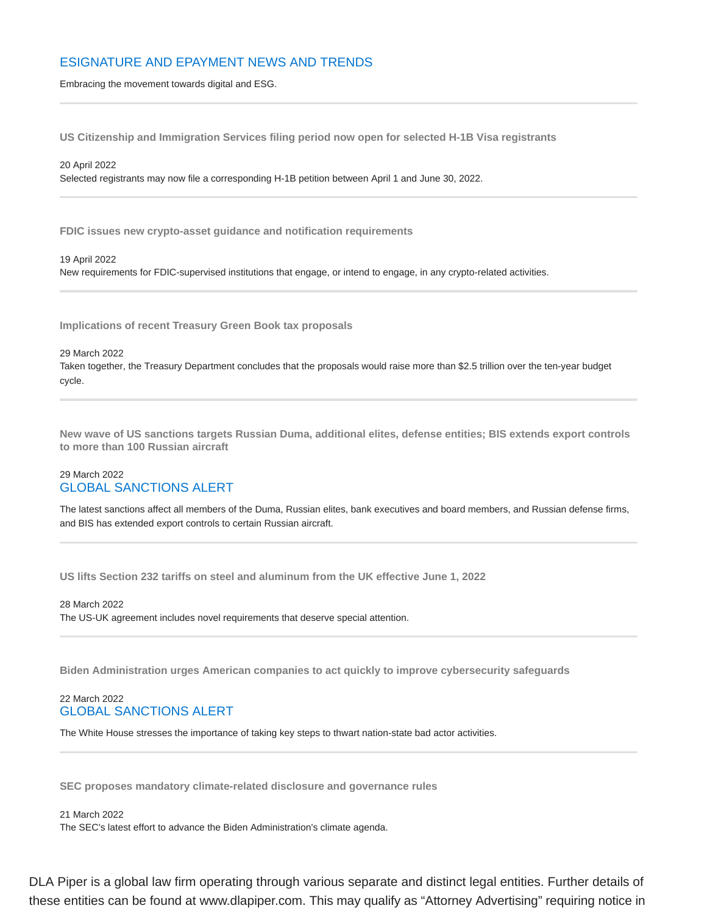## ESIGNATURE AND EPAYMENT NEWS AND TRENDS

Embracing the movement towards digital and ESG.

---

**US Citizenship and Immigration Services filing period now open for selected H-1B Visa registrants**

20 April 2022

Selected registrants may now file a corresponding H-1B petition between April 1 and June 30, 2022.

---

**FDIC issues new crypto-asset guidance and notification requirements**

19 April 2022

New requirements for FDIC-supervised institutions that engage, or intend to engage, in any crypto-related activities.

---

**Implications of recent Treasury Green Book tax proposals**

29 March 2022

Taken together, the Treasury Department concludes that the proposals would raise more than $2.5 trillion over the ten-year budget cycle.

---

**New wave of US sanctions targets Russian Duma, additional elites, defense entities; BIS extends export controls to more than 100 Russian aircraft**

29 March 2022

GLOBAL SANCTIONS ALERT

The latest sanctions affect all members of the Duma, Russian elites, bank executives and board members, and Russian defense firms, and BIS has extended export controls to certain Russian aircraft.

---

**US lifts Section 232 tariffs on steel and aluminum from the UK effective June 1, 2022**

28 March 2022

The US-UK agreement includes novel requirements that deserve special attention.

---

**Biden Administration urges American companies to act quickly to improve cybersecurity safeguards**

22 March 2022

GLOBAL SANCTIONS ALERT

The White House stresses the importance of taking key steps to thwart nation-state bad actor activities.

---

**SEC proposes mandatory climate-related disclosure and governance rules**

21 March 2022

The SEC's latest effort to advance the Biden Administration's climate agenda.

DLA Piper is a global law firm operating through various separate and distinct legal entities. Further details of these entities can be found at www.dlapiper.com. This may qualify as "Attorney Advertising" requiring notice in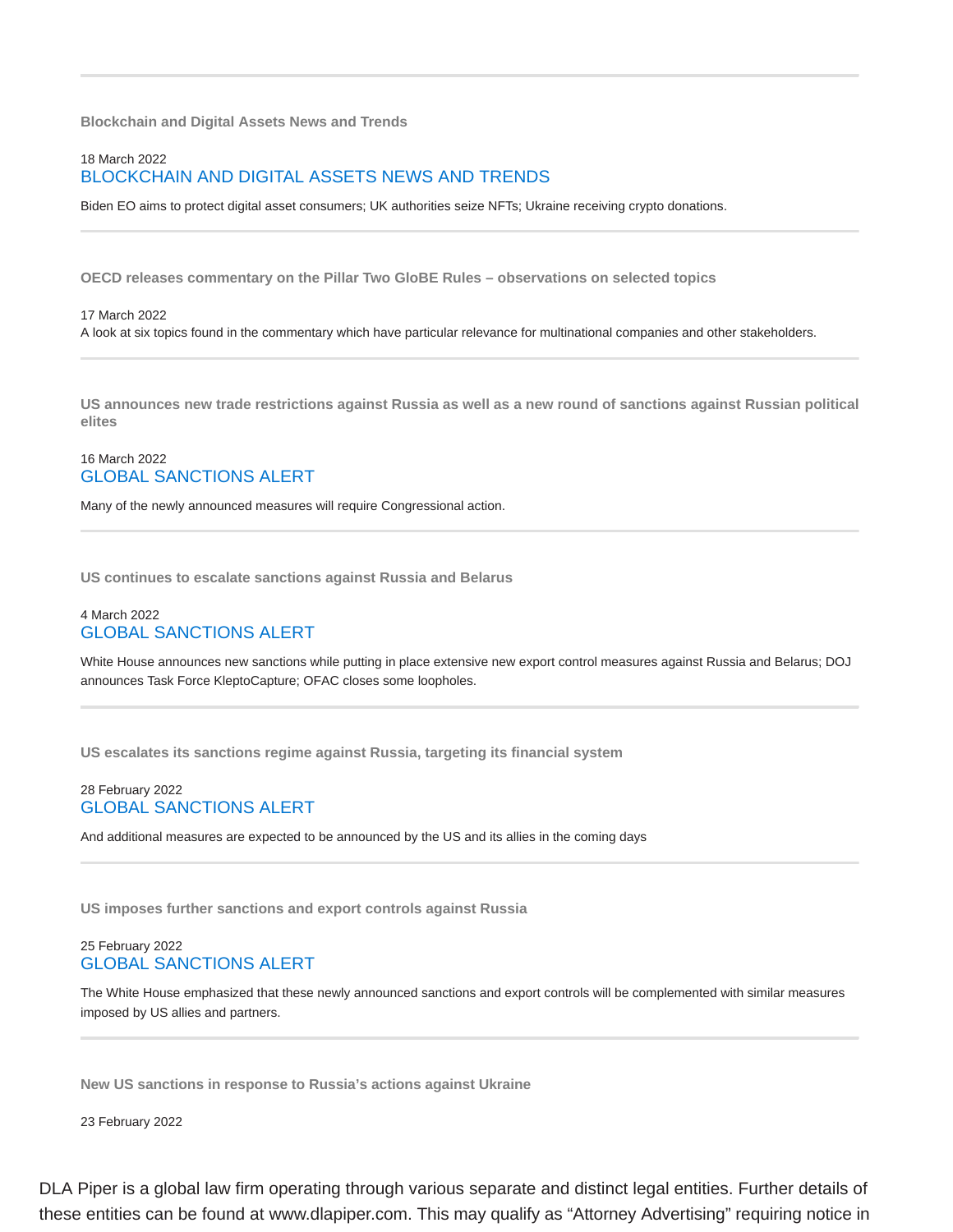### Blockchain and Digital Assets News and Trends

18 March 2022
BLOCKCHAIN AND DIGITAL ASSETS NEWS AND TRENDS

Biden EO aims to protect digital asset consumers; UK authorities seize NFTs; Ukraine receiving crypto donations.

---

### OECD releases commentary on the Pillar Two GloBE Rules – observations on selected topics

17 March 2022
A look at six topics found in the commentary which have particular relevance for multinational companies and other stakeholders.

---

### US announces new trade restrictions against Russia as well as a new round of sanctions against Russian political elites

16 March 2022
GLOBAL SANCTIONS ALERT

Many of the newly announced measures will require Congressional action.

---

### US continues to escalate sanctions against Russia and Belarus

4 March 2022
GLOBAL SANCTIONS ALERT

White House announces new sanctions while putting in place extensive new export control measures against Russia and Belarus; DOJ announces Task Force KleptoCapture; OFAC closes some loopholes.

---

### US escalates its sanctions regime against Russia, targeting its financial system

28 February 2022
GLOBAL SANCTIONS ALERT

And additional measures are expected to be announced by the US and its allies in the coming days

---

### US imposes further sanctions and export controls against Russia

25 February 2022
GLOBAL SANCTIONS ALERT

The White House emphasized that these newly announced sanctions and export controls will be complemented with similar measures imposed by US allies and partners.

---

### New US sanctions in response to Russia's actions against Ukraine

23 February 2022

DLA Piper is a global law firm operating through various separate and distinct legal entities. Further details of these entities can be found at www.dlapiper.com. This may qualify as "Attorney Advertising" requiring notice in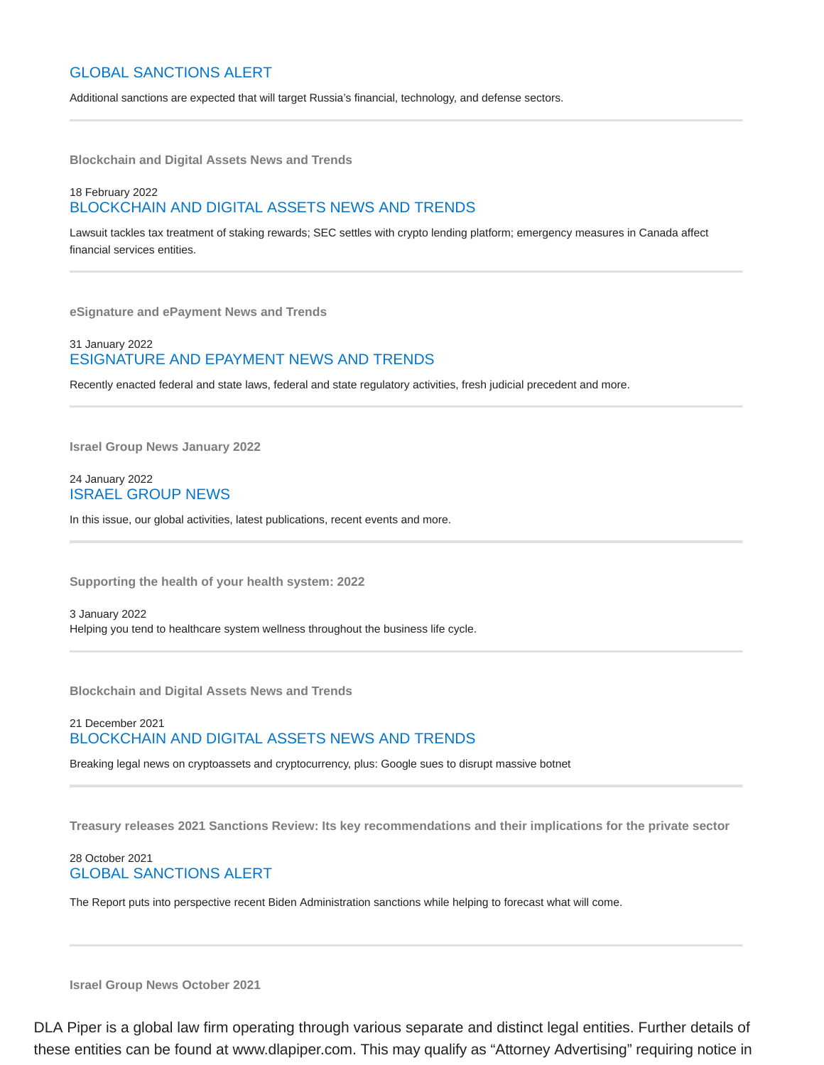## GLOBAL SANCTIONS ALERT

Additional sanctions are expected that will target Russia's financial, technology, and defense sectors.

---

**Blockchain and Digital Assets News and Trends**

18 February 2022

## BLOCKCHAIN AND DIGITAL ASSETS NEWS AND TRENDS

Lawsuit tackles tax treatment of staking rewards; SEC settles with crypto lending platform; emergency measures in Canada affect financial services entities.

---

**eSignature and ePayment News and Trends**

31 January 2022

## ESIGNATURE AND EPAYMENT NEWS AND TRENDS

Recently enacted federal and state laws, federal and state regulatory activities, fresh judicial precedent and more.

---

**Israel Group News January 2022**

24 January 2022

## ISRAEL GROUP NEWS

In this issue, our global activities, latest publications, recent events and more.

---

**Supporting the health of your health system: 2022**

3 January 2022

Helping you tend to healthcare system wellness throughout the business life cycle.

---

**Blockchain and Digital Assets News and Trends**

21 December 2021

## BLOCKCHAIN AND DIGITAL ASSETS NEWS AND TRENDS

Breaking legal news on cryptoassets and cryptocurrency, plus: Google sues to disrupt massive botnet

---

**Treasury releases 2021 Sanctions Review: Its key recommendations and their implications for the private sector**

28 October 2021

## GLOBAL SANCTIONS ALERT

The Report puts into perspective recent Biden Administration sanctions while helping to forecast what will come.

---

**Israel Group News October 2021**

DLA Piper is a global law firm operating through various separate and distinct legal entities. Further details of these entities can be found at www.dlapiper.com. This may qualify as "Attorney Advertising" requiring notice in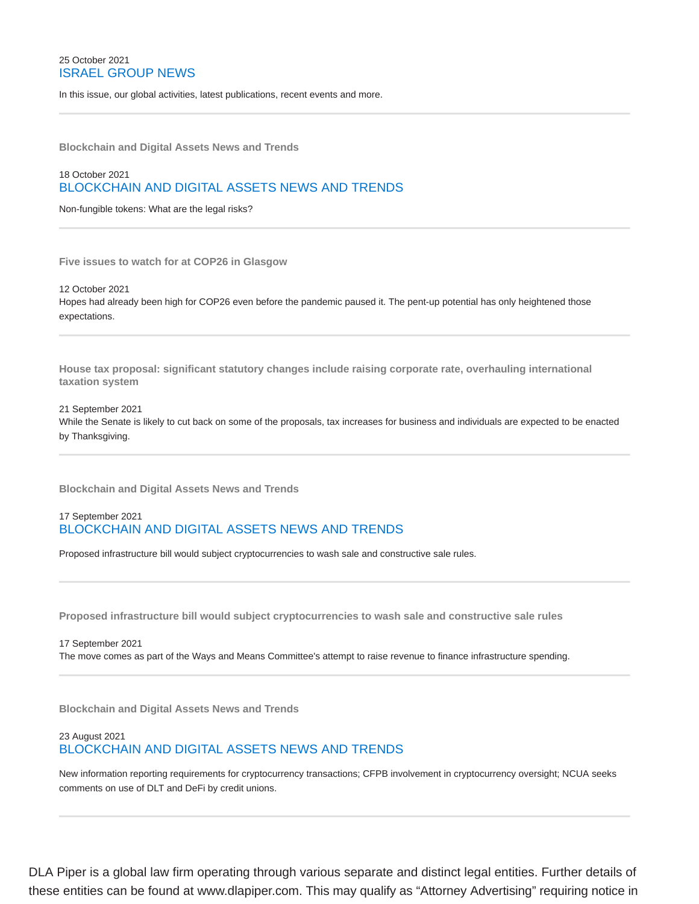25 October 2021

### ISRAEL GROUP NEWS

In this issue, our global activities, latest publications, recent events and more.

---

**Blockchain and Digital Assets News and Trends**

18 October 2021

### BLOCKCHAIN AND DIGITAL ASSETS NEWS AND TRENDS

Non-fungible tokens: What are the legal risks?

---

**Five issues to watch for at COP26 in Glasgow**

12 October 2021

Hopes had already been high for COP26 even before the pandemic paused it. The pent-up potential has only heightened those expectations.

---

**House tax proposal: significant statutory changes include raising corporate rate, overhauling international taxation system**

21 September 2021

While the Senate is likely to cut back on some of the proposals, tax increases for business and individuals are expected to be enacted by Thanksgiving.

---

**Blockchain and Digital Assets News and Trends**

17 September 2021

### BLOCKCHAIN AND DIGITAL ASSETS NEWS AND TRENDS

Proposed infrastructure bill would subject cryptocurrencies to wash sale and constructive sale rules.

---

**Proposed infrastructure bill would subject cryptocurrencies to wash sale and constructive sale rules**

17 September 2021

The move comes as part of the Ways and Means Committee's attempt to raise revenue to finance infrastructure spending.

---

**Blockchain and Digital Assets News and Trends**

23 August 2021

### BLOCKCHAIN AND DIGITAL ASSETS NEWS AND TRENDS

New information reporting requirements for cryptocurrency transactions; CFPB involvement in cryptocurrency oversight; NCUA seeks comments on use of DLT and DeFi by credit unions.

---

DLA Piper is a global law firm operating through various separate and distinct legal entities. Further details of these entities can be found at www.dlapiper.com. This may qualify as “Attorney Advertising” requiring notice in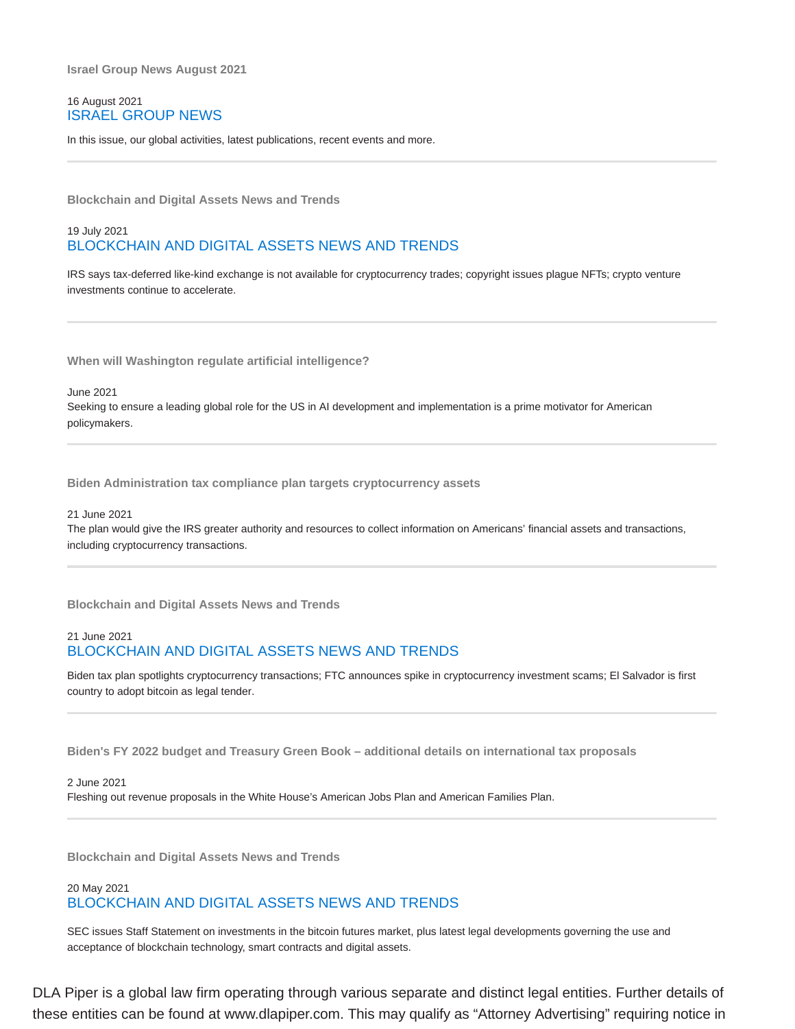**Israel Group News August 2021**

16 August 2021

## ISRAEL GROUP NEWS

In this issue, our global activities, latest publications, recent events and more.

---

**Blockchain and Digital Assets News and Trends**

19 July 2021

## BLOCKCHAIN AND DIGITAL ASSETS NEWS AND TRENDS

IRS says tax-deferred like-kind exchange is not available for cryptocurrency trades; copyright issues plague NFTs; crypto venture investments continue to accelerate.

---

**When will Washington regulate artificial intelligence?**

June 2021

Seeking to ensure a leading global role for the US in AI development and implementation is a prime motivator for American policymakers.

---

**Biden Administration tax compliance plan targets cryptocurrency assets**

21 June 2021

The plan would give the IRS greater authority and resources to collect information on Americans' financial assets and transactions, including cryptocurrency transactions.

---

**Blockchain and Digital Assets News and Trends**

21 June 2021

## BLOCKCHAIN AND DIGITAL ASSETS NEWS AND TRENDS

Biden tax plan spotlights cryptocurrency transactions; FTC announces spike in cryptocurrency investment scams; El Salvador is first country to adopt bitcoin as legal tender.

---

**Biden's FY 2022 budget and Treasury Green Book – additional details on international tax proposals**

2 June 2021

Fleshing out revenue proposals in the White House's American Jobs Plan and American Families Plan.

---

**Blockchain and Digital Assets News and Trends**

20 May 2021

## BLOCKCHAIN AND DIGITAL ASSETS NEWS AND TRENDS

SEC issues Staff Statement on investments in the bitcoin futures market, plus latest legal developments governing the use and acceptance of blockchain technology, smart contracts and digital assets.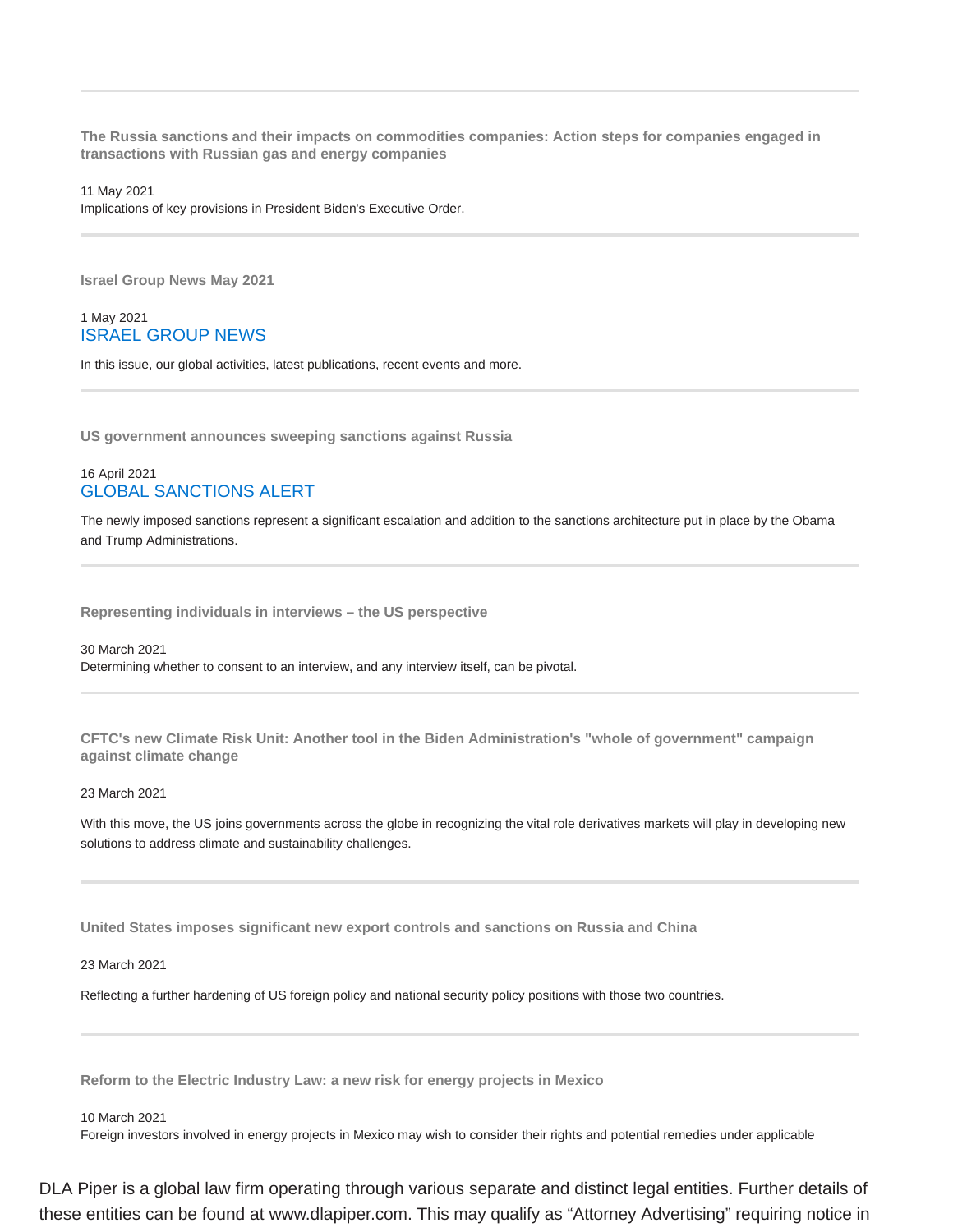---

**The Russia sanctions and their impacts on commodities companies: Action steps for companies engaged in transactions with Russian gas and energy companies**

11 May 2021

Implications of key provisions in President Biden's Executive Order.

---

**Israel Group News May 2021**

1 May 2021

ISRAEL GROUP NEWS

In this issue, our global activities, latest publications, recent events and more.

---

**US government announces sweeping sanctions against Russia**

16 April 2021

GLOBAL SANCTIONS ALERT

The newly imposed sanctions represent a significant escalation and addition to the sanctions architecture put in place by the Obama and Trump Administrations.

---

**Representing individuals in interviews – the US perspective**

30 March 2021

Determining whether to consent to an interview, and any interview itself, can be pivotal.

---

**CFTC's new Climate Risk Unit: Another tool in the Biden Administration's "whole of government" campaign against climate change**

23 March 2021

With this move, the US joins governments across the globe in recognizing the vital role derivatives markets will play in developing new solutions to address climate and sustainability challenges.

---

**United States imposes significant new export controls and sanctions on Russia and China**

23 March 2021

Reflecting a further hardening of US foreign policy and national security policy positions with those two countries.

---

**Reform to the Electric Industry Law: a new risk for energy projects in Mexico**

10 March 2021

Foreign investors involved in energy projects in Mexico may wish to consider their rights and potential remedies under applicable

DLA Piper is a global law firm operating through various separate and distinct legal entities. Further details of these entities can be found at www.dlapiper.com. This may qualify as “Attorney Advertising” requiring notice in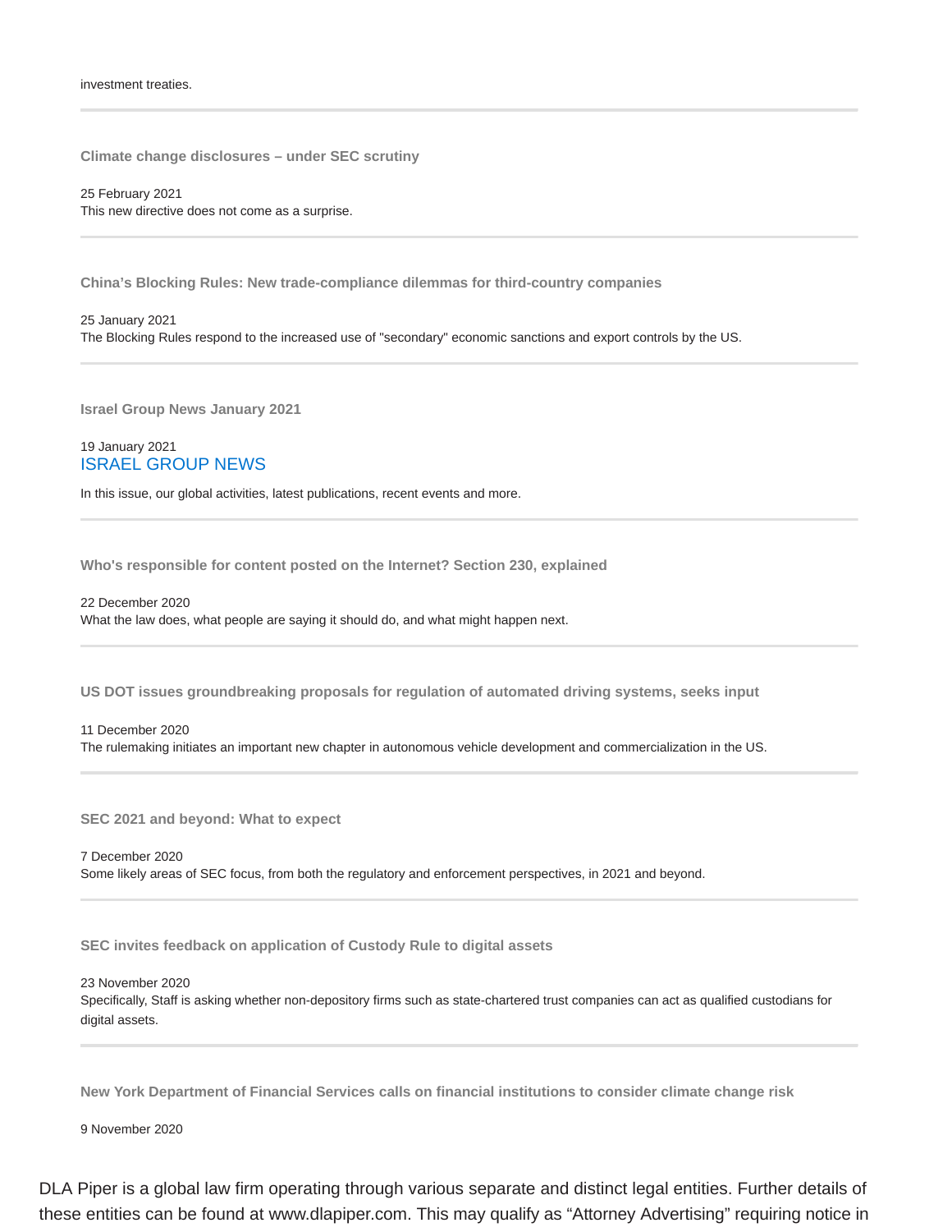investment treaties.

---

**Climate change disclosures – under SEC scrutiny**

25 February 2021
This new directive does not come as a surprise.

---

**China's Blocking Rules: New trade-compliance dilemmas for third-country companies**

25 January 2021
The Blocking Rules respond to the increased use of "secondary" economic sanctions and export controls by the US.

---

**Israel Group News January 2021**

19 January 2021
ISRAEL GROUP NEWS

In this issue, our global activities, latest publications, recent events and more.

---

**Who's responsible for content posted on the Internet? Section 230, explained**

22 December 2020
What the law does, what people are saying it should do, and what might happen next.

---

**US DOT issues groundbreaking proposals for regulation of automated driving systems, seeks input**

11 December 2020
The rulemaking initiates an important new chapter in autonomous vehicle development and commercialization in the US.

---

**SEC 2021 and beyond: What to expect**

7 December 2020
Some likely areas of SEC focus, from both the regulatory and enforcement perspectives, in 2021 and beyond.

---

**SEC invites feedback on application of Custody Rule to digital assets**

23 November 2020
Specifically, Staff is asking whether non-depository firms such as state-chartered trust companies can act as qualified custodians for digital assets.

---

**New York Department of Financial Services calls on financial institutions to consider climate change risk**

9 November 2020

DLA Piper is a global law firm operating through various separate and distinct legal entities. Further details of these entities can be found at www.dlapiper.com. This may qualify as "Attorney Advertising" requiring notice in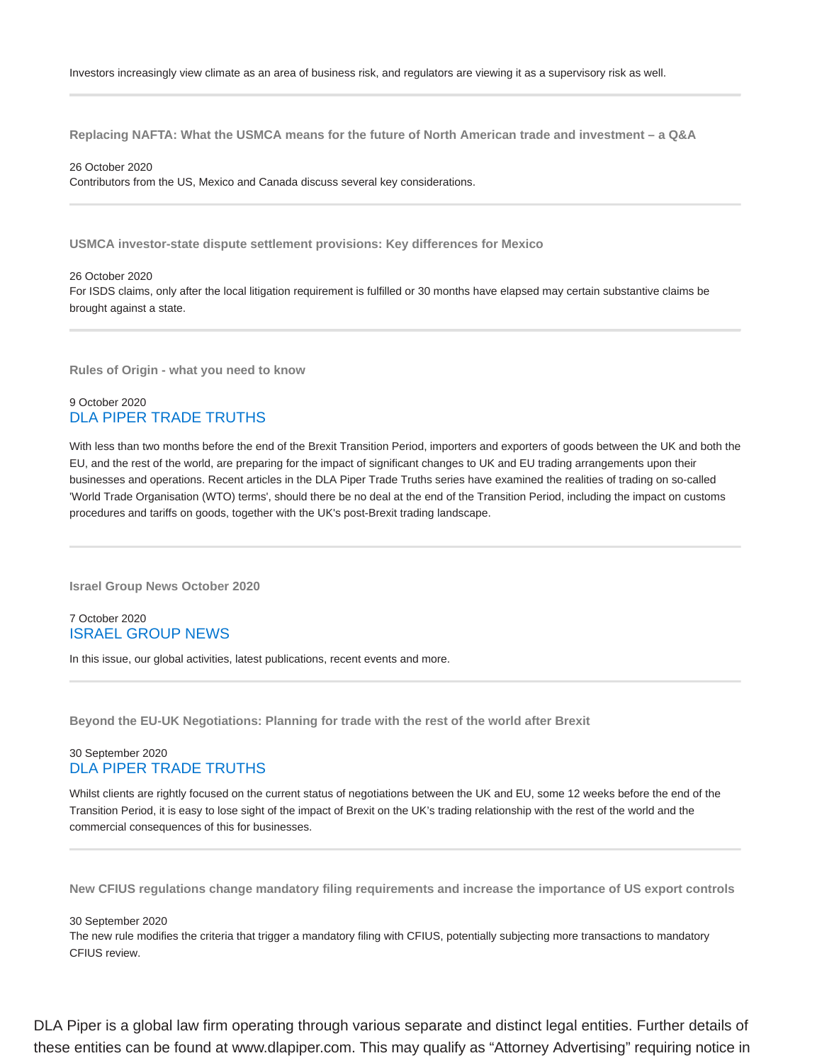Investors increasingly view climate as an area of business risk, and regulators are viewing it as a supervisory risk as well.

---

**Replacing NAFTA: What the USMCA means for the future of North American trade and investment – a Q&A**

26 October 2020

Contributors from the US, Mexico and Canada discuss several key considerations.

---

**USMCA investor-state dispute settlement provisions: Key differences for Mexico**

26 October 2020

For ISDS claims, only after the local litigation requirement is fulfilled or 30 months have elapsed may certain substantive claims be brought against a state.

---

**Rules of Origin - what you need to know**

9 October 2020

DLA PIPER TRADE TRUTHS

With less than two months before the end of the Brexit Transition Period, importers and exporters of goods between the UK and both the EU, and the rest of the world, are preparing for the impact of significant changes to UK and EU trading arrangements upon their businesses and operations. Recent articles in the DLA Piper Trade Truths series have examined the realities of trading on so-called 'World Trade Organisation (WTO) terms', should there be no deal at the end of the Transition Period, including the impact on customs procedures and tariffs on goods, together with the UK's post-Brexit trading landscape.

---

**Israel Group News October 2020**

7 October 2020

ISRAEL GROUP NEWS

In this issue, our global activities, latest publications, recent events and more.

---

**Beyond the EU-UK Negotiations: Planning for trade with the rest of the world after Brexit**

30 September 2020

DLA PIPER TRADE TRUTHS

Whilst clients are rightly focused on the current status of negotiations between the UK and EU, some 12 weeks before the end of the Transition Period, it is easy to lose sight of the impact of Brexit on the UK's trading relationship with the rest of the world and the commercial consequences of this for businesses.

---

**New CFIUS regulations change mandatory filing requirements and increase the importance of US export controls**

30 September 2020

The new rule modifies the criteria that trigger a mandatory filing with CFIUS, potentially subjecting more transactions to mandatory CFIUS review.

DLA Piper is a global law firm operating through various separate and distinct legal entities. Further details of these entities can be found at www.dlapiper.com. This may qualify as "Attorney Advertising" requiring notice in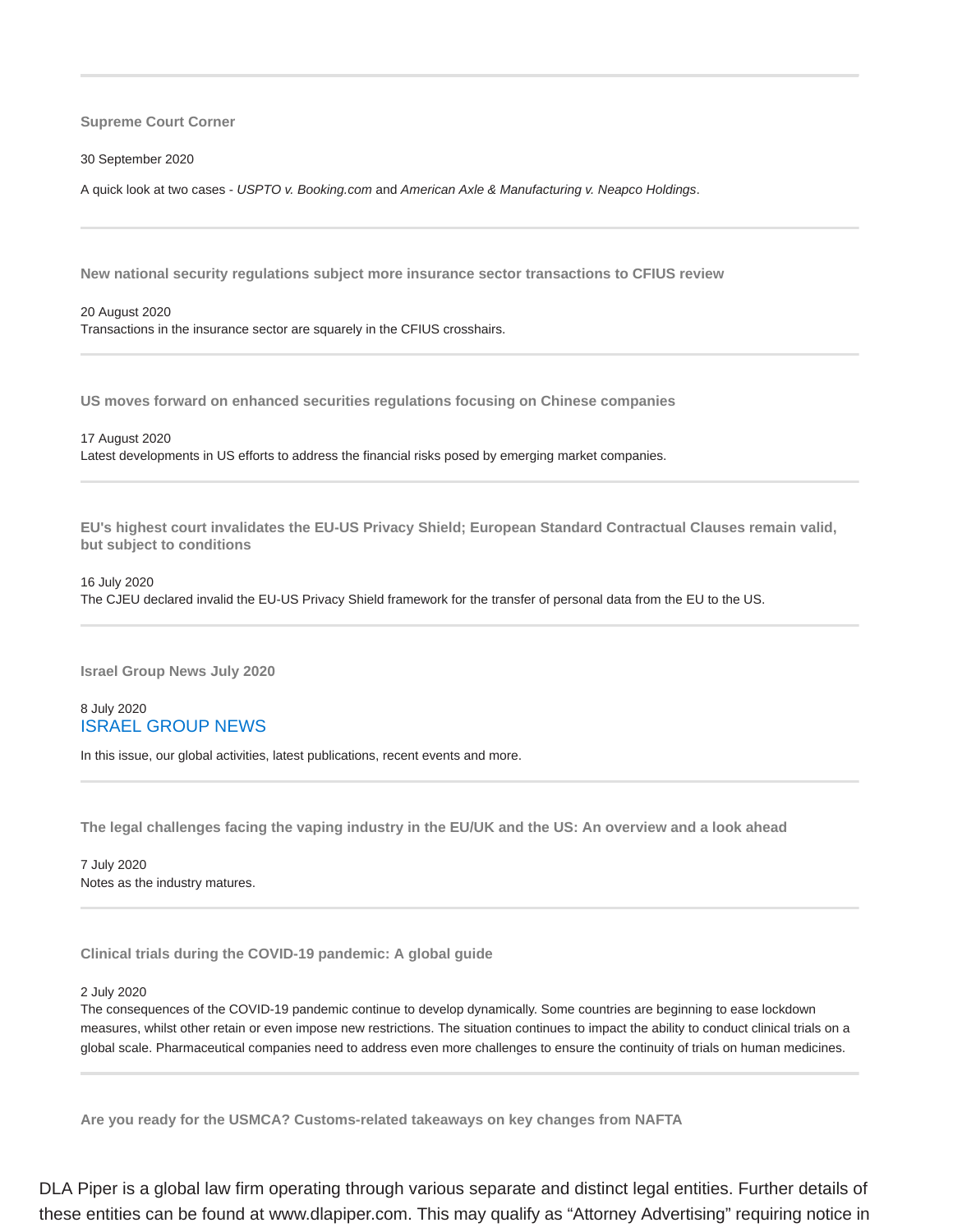---

**Supreme Court Corner**

30 September 2020

A quick look at two cases - *USPTO v. Booking.com* and *American Axle & Manufacturing v. Neapco Holdings*.

---

**New national security regulations subject more insurance sector transactions to CFIUS review**

20 August 2020
Transactions in the insurance sector are squarely in the CFIUS crosshairs.

---

**US moves forward on enhanced securities regulations focusing on Chinese companies**

17 August 2020
Latest developments in US efforts to address the financial risks posed by emerging market companies.

---

**EU's highest court invalidates the EU-US Privacy Shield; European Standard Contractual Clauses remain valid, but subject to conditions**

16 July 2020
The CJEU declared invalid the EU-US Privacy Shield framework for the transfer of personal data from the EU to the US.

---

**Israel Group News July 2020**

8 July 2020
ISRAEL GROUP NEWS

In this issue, our global activities, latest publications, recent events and more.

---

**The legal challenges facing the vaping industry in the EU/UK and the US: An overview and a look ahead**

7 July 2020
Notes as the industry matures.

---

**Clinical trials during the COVID-19 pandemic: A global guide**

2 July 2020
The consequences of the COVID-19 pandemic continue to develop dynamically. Some countries are beginning to ease lockdown measures, whilst other retain or even impose new restrictions. The situation continues to impact the ability to conduct clinical trials on a global scale. Pharmaceutical companies need to address even more challenges to ensure the continuity of trials on human medicines.

---

**Are you ready for the USMCA? Customs-related takeaways on key changes from NAFTA**

DLA Piper is a global law firm operating through various separate and distinct legal entities. Further details of these entities can be found at www.dlapiper.com. This may qualify as “Attorney Advertising” requiring notice in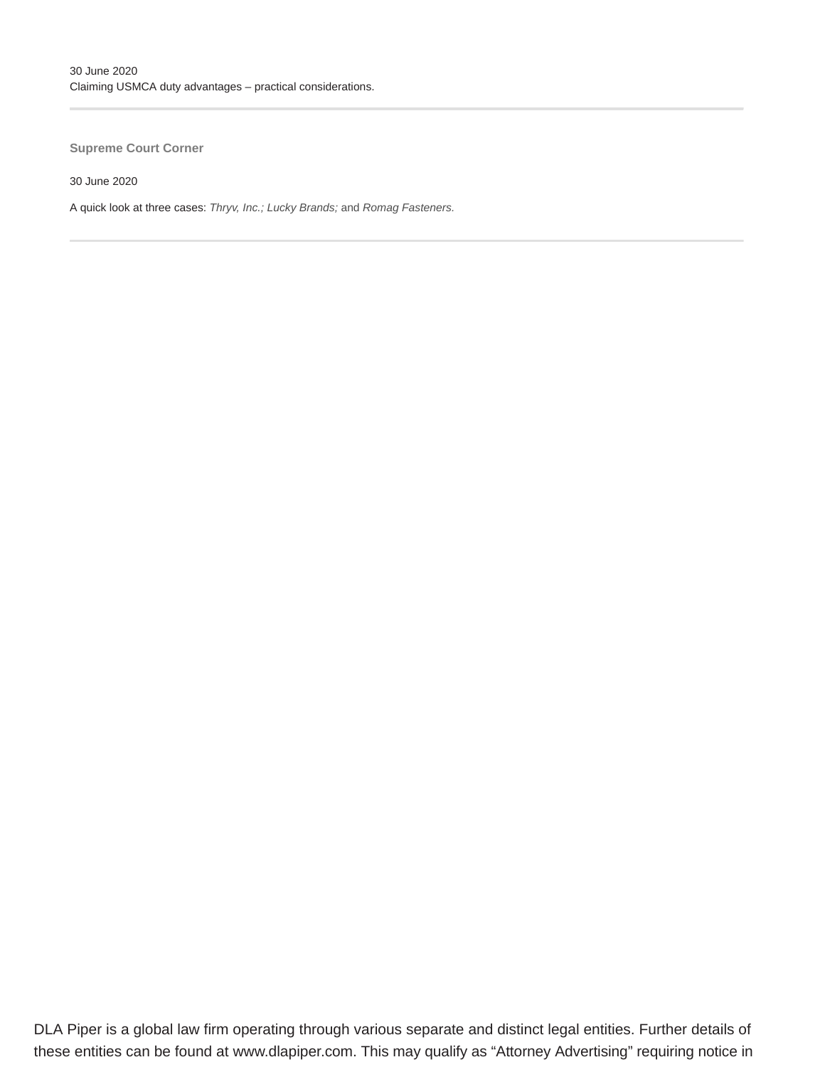30 June 2020
Claiming USMCA duty advantages – practical considerations.

---

**Supreme Court Corner**

30 June 2020

A quick look at three cases: *Thryv, Inc.; Lucky Brands;* and *Romag Fasteners.*

---

DLA Piper is a global law firm operating through various separate and distinct legal entities. Further details of these entities can be found at www.dlapiper.com. This may qualify as “Attorney Advertising” requiring notice in